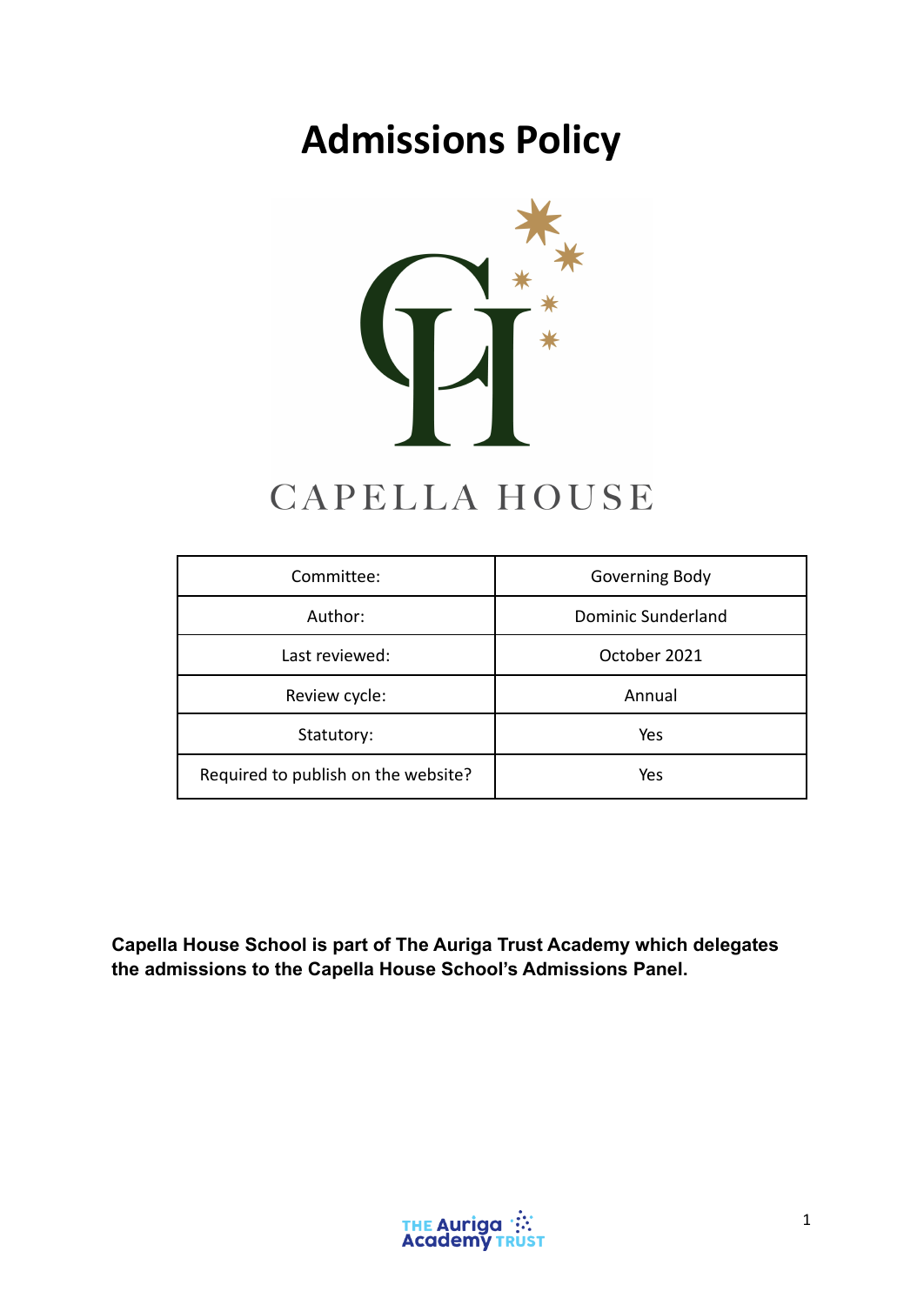# Admissions Policy

CAPELLA HOUSE

| Committee: | Governing Body |
|---|---|
| Author: | Dominic Sunderland |
| Last reviewed: | October 2021 |
| Review cycle: | Annual |
| Statutory: | Yes |
| Required to publish on the website? | Yes |

**Capella House School is part of The Auriga Trust Academy which delegates the admissions to the Capella House School's Admissions Panel.**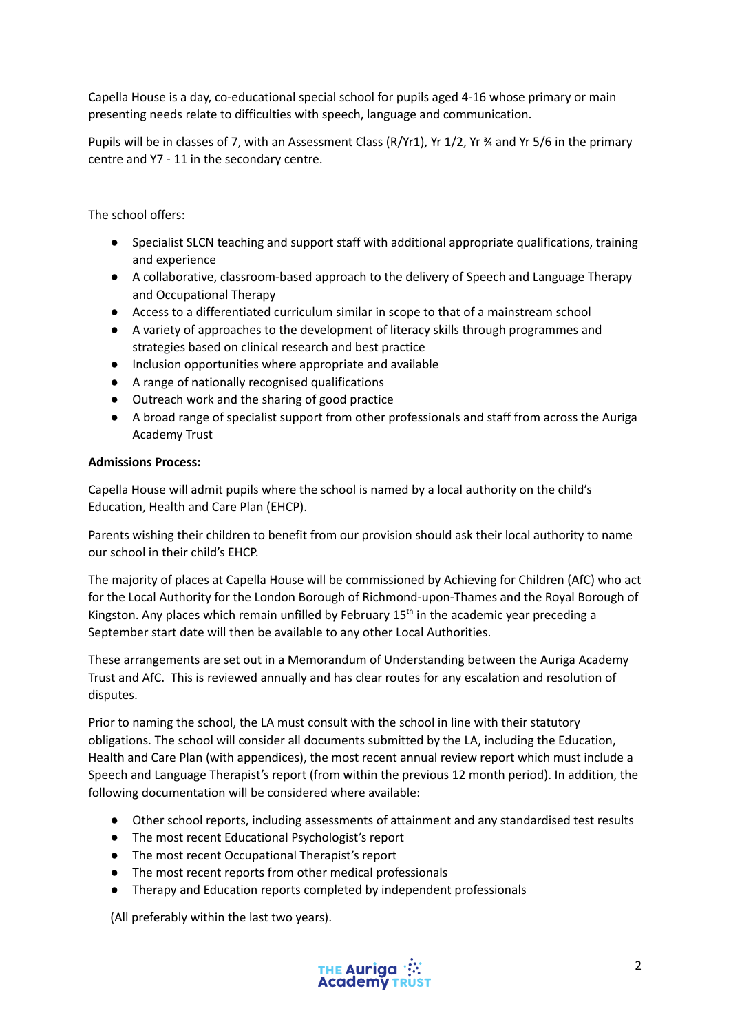Capella House is a day, co-educational special school for pupils aged 4-16 whose primary or main presenting needs relate to difficulties with speech, language and communication.

Pupils will be in classes of 7, with an Assessment Class (R/Yr1), Yr 1/2, Yr ¾ and Yr 5/6 in the primary centre and Y7 - 11 in the secondary centre.

The school offers:

- Specialist SLCN teaching and support staff with additional appropriate qualifications, training and experience
- A collaborative, classroom-based approach to the delivery of Speech and Language Therapy and Occupational Therapy
- Access to a differentiated curriculum similar in scope to that of a mainstream school
- A variety of approaches to the development of literacy skills through programmes and strategies based on clinical research and best practice
- Inclusion opportunities where appropriate and available
- A range of nationally recognised qualifications
- Outreach work and the sharing of good practice
- A broad range of specialist support from other professionals and staff from across the Auriga Academy Trust

**Admissions Process:**

Capella House will admit pupils where the school is named by a local authority on the child's Education, Health and Care Plan (EHCP).

Parents wishing their children to benefit from our provision should ask their local authority to name our school in their child's EHCP.

The majority of places at Capella House will be commissioned by Achieving for Children (AfC) who act for the Local Authority for the London Borough of Richmond-upon-Thames and the Royal Borough of Kingston. Any places which remain unfilled by February 15th in the academic year preceding a September start date will then be available to any other Local Authorities.

These arrangements are set out in a Memorandum of Understanding between the Auriga Academy Trust and AfC. This is reviewed annually and has clear routes for any escalation and resolution of disputes.

Prior to naming the school, the LA must consult with the school in line with their statutory obligations. The school will consider all documents submitted by the LA, including the Education, Health and Care Plan (with appendices), the most recent annual review report which must include a Speech and Language Therapist's report (from within the previous 12 month period). In addition, the following documentation will be considered where available:

- Other school reports, including assessments of attainment and any standardised test results
- The most recent Educational Psychologist's report
- The most recent Occupational Therapist's report
- The most recent reports from other medical professionals
- Therapy and Education reports completed by independent professionals

(All preferably within the last two years).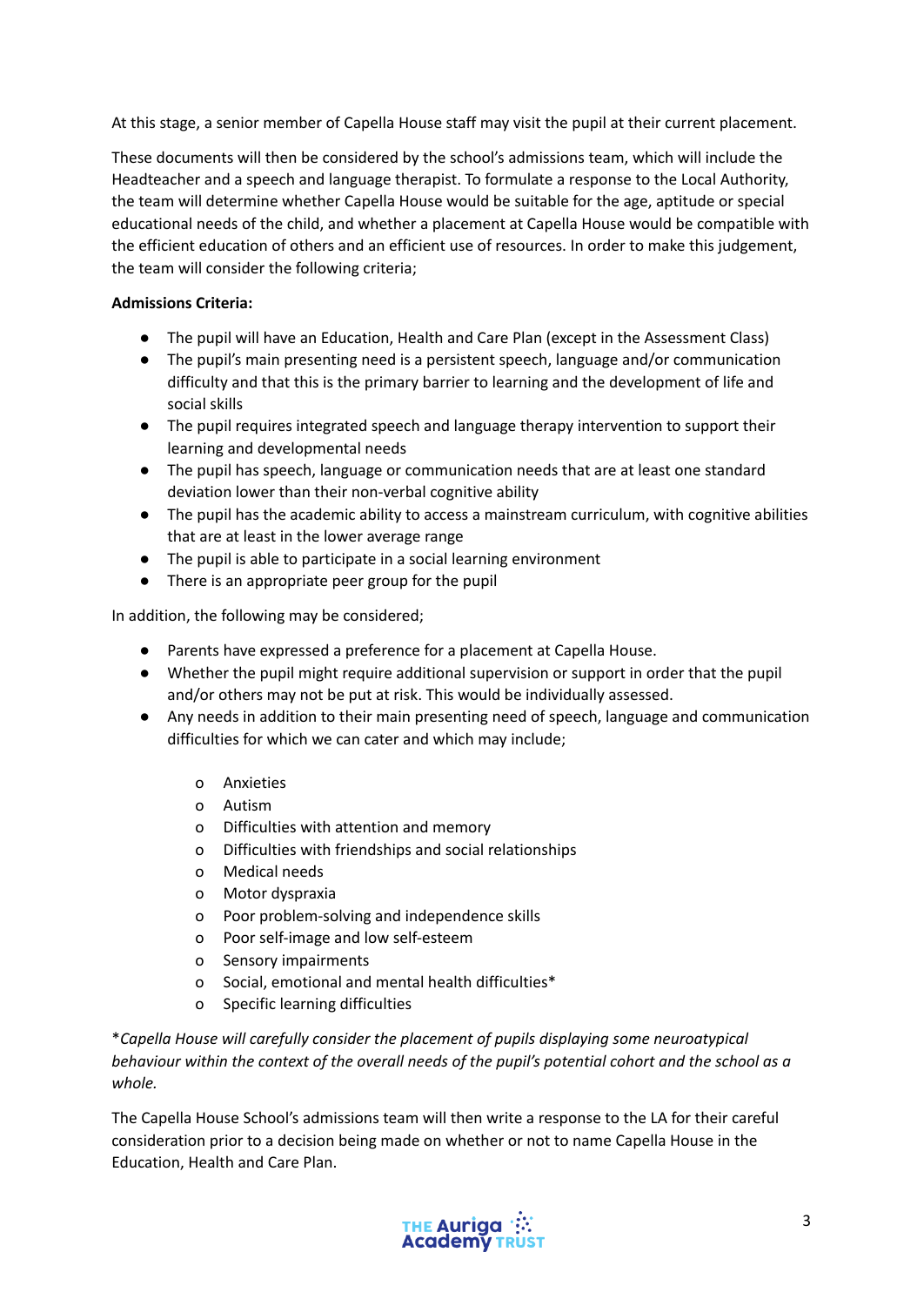At this stage, a senior member of Capella House staff may visit the pupil at their current placement.

These documents will then be considered by the school's admissions team, which will include the Headteacher and a speech and language therapist. To formulate a response to the Local Authority, the team will determine whether Capella House would be suitable for the age, aptitude or special educational needs of the child, and whether a placement at Capella House would be compatible with the efficient education of others and an efficient use of resources. In order to make this judgement, the team will consider the following criteria;

**Admissions Criteria:**

- The pupil will have an Education, Health and Care Plan (except in the Assessment Class)
- The pupil's main presenting need is a persistent speech, language and/or communication difficulty and that this is the primary barrier to learning and the development of life and social skills
- The pupil requires integrated speech and language therapy intervention to support their learning and developmental needs
- The pupil has speech, language or communication needs that are at least one standard deviation lower than their non-verbal cognitive ability
- The pupil has the academic ability to access a mainstream curriculum, with cognitive abilities that are at least in the lower average range
- The pupil is able to participate in a social learning environment
- There is an appropriate peer group for the pupil

In addition, the following may be considered;

- Parents have expressed a preference for a placement at Capella House.
- Whether the pupil might require additional supervision or support in order that the pupil and/or others may not be put at risk. This would be individually assessed.
- Any needs in addition to their main presenting need of speech, language and communication difficulties for which we can cater and which may include;
    - Anxieties
    - Autism
    - Difficulties with attention and memory
    - Difficulties with friendships and social relationships
    - Medical needs
    - Motor dyspraxia
    - Poor problem-solving and independence skills
    - Poor self-image and low self-esteem
    - Sensory impairments
    - Social, emotional and mental health difficulties*
    - Specific learning difficulties

**Capella House will carefully consider the placement of pupils displaying some neuroatypical behaviour within the context of the overall needs of the pupil's potential cohort and the school as a whole.*

The Capella House School's admissions team will then write a response to the LA for their careful consideration prior to a decision being made on whether or not to name Capella House in the Education, Health and Care Plan.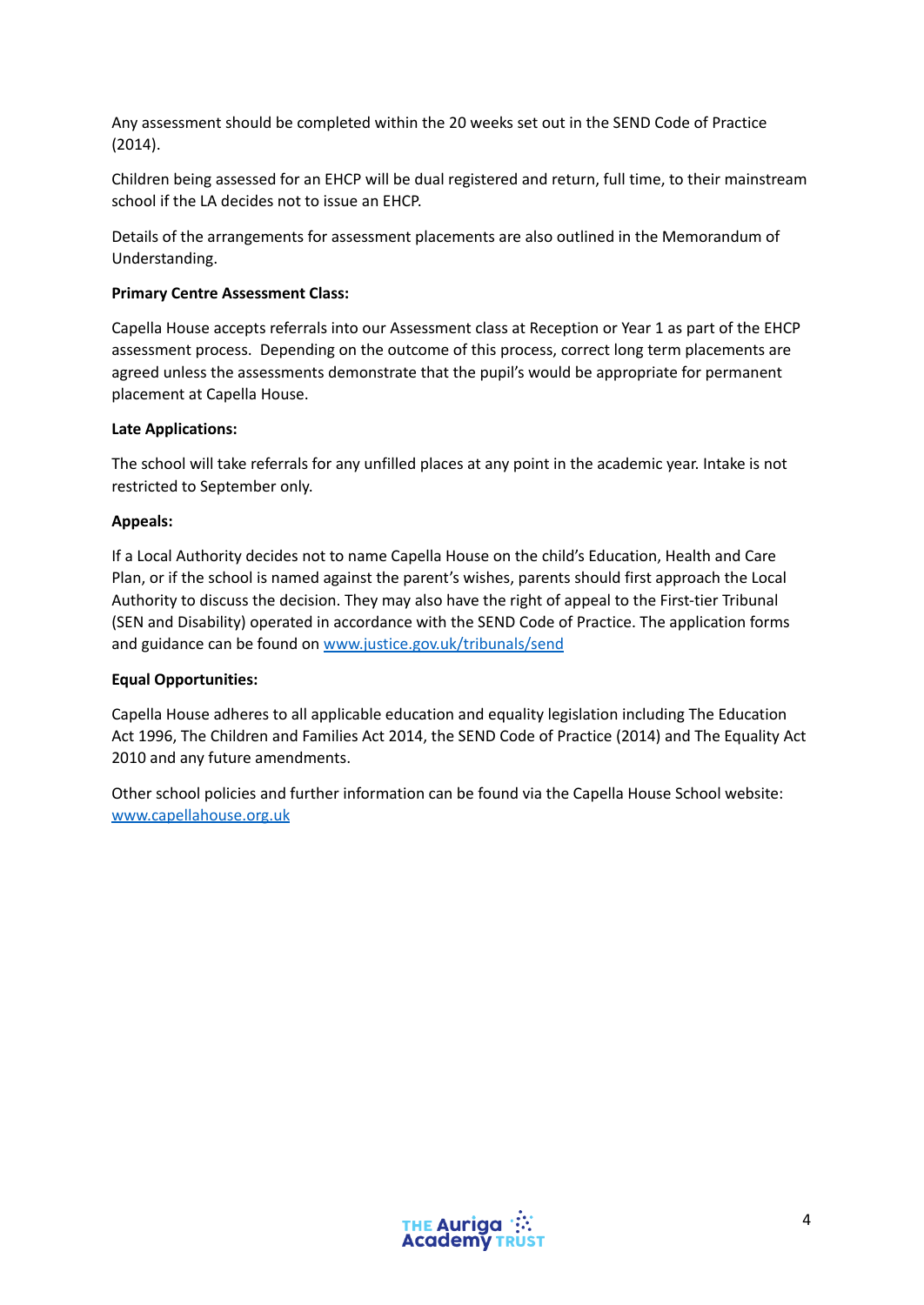Any assessment should be completed within the 20 weeks set out in the SEND Code of Practice (2014).

Children being assessed for an EHCP will be dual registered and return, full time, to their mainstream school if the LA decides not to issue an EHCP.

Details of the arrangements for assessment placements are also outlined in the Memorandum of Understanding.

**Primary Centre Assessment Class:**

Capella House accepts referrals into our Assessment class at Reception or Year 1 as part of the EHCP assessment process. Depending on the outcome of this process, correct long term placements are agreed unless the assessments demonstrate that the pupil's would be appropriate for permanent placement at Capella House.

**Late Applications:**

The school will take referrals for any unfilled places at any point in the academic year. Intake is not restricted to September only.

**Appeals:**

If a Local Authority decides not to name Capella House on the child's Education, Health and Care Plan, or if the school is named against the parent's wishes, parents should first approach the Local Authority to discuss the decision. They may also have the right of appeal to the First-tier Tribunal (SEN and Disability) operated in accordance with the SEND Code of Practice. The application forms and guidance can be found on [www.justice.gov.uk/tribunals/send](http://www.justice.gov.uk/tribunals/send)

**Equal Opportunities:**

Capella House adheres to all applicable education and equality legislation including The Education Act 1996, The Children and Families Act 2014, the SEND Code of Practice (2014) and The Equality Act 2010 and any future amendments.

Other school policies and further information can be found via the Capella House School website: [www.capellahouse.org.uk](http://www.capellahouse.org.uk)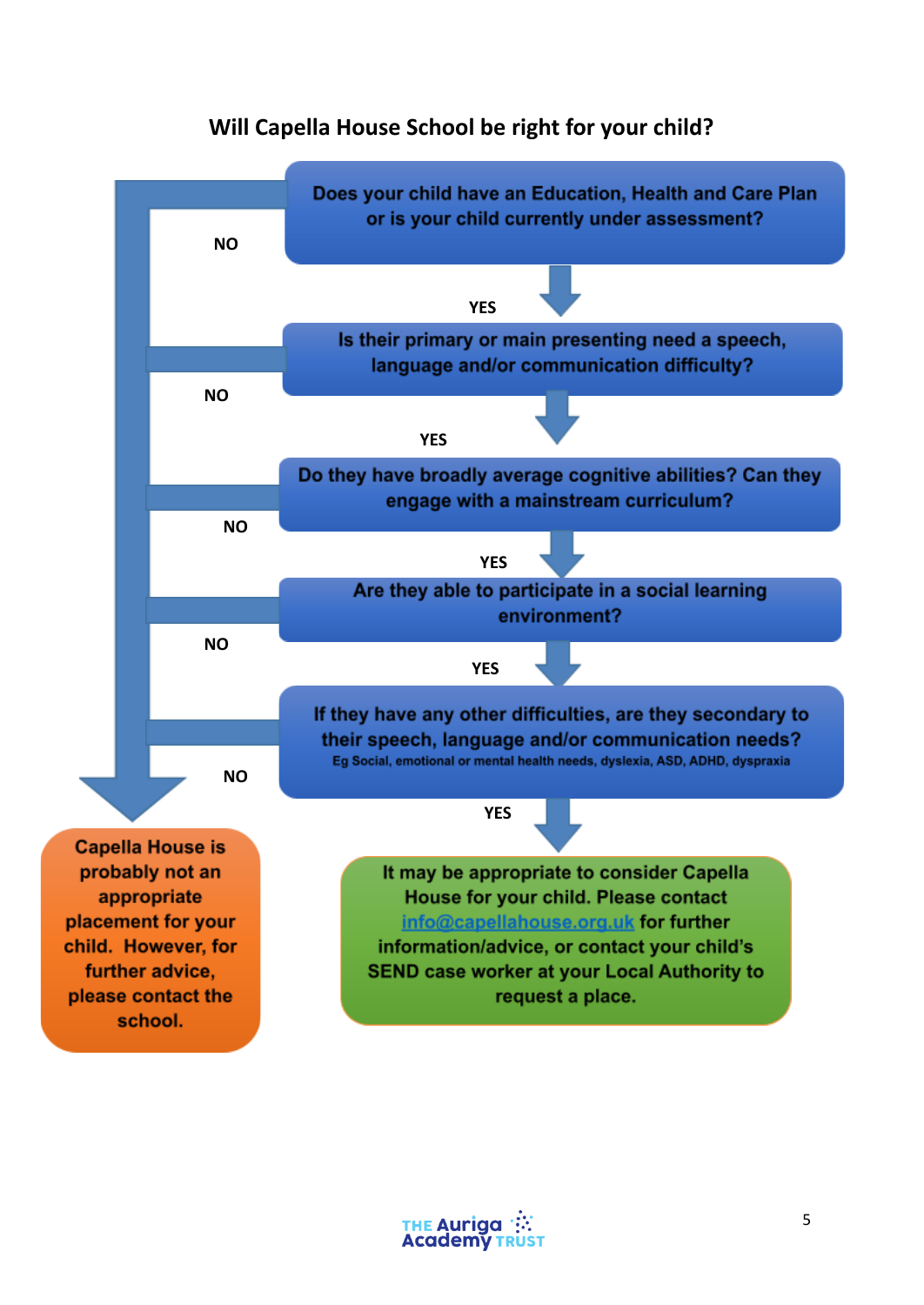## Will Capella House School be right for your child?

Does your child have an Education, Health and Care Plan or is your child currently under assessment?

NO

YES

Is their primary or main presenting need a speech, language and/or communication difficulty?

NO

YES

Do they have broadly average cognitive abilities? Can they engage with a mainstream curriculum?

NO

YES

Are they able to participate in a social learning environment?

NO

YES

If they have any other difficulties, are they secondary to their speech, language and/or communication needs?
Eg Social, emotional or mental health needs, dyslexia, ASD, ADHD, dyspraxia

NO

YES

Capella House is probably not an appropriate placement for your child. However, for further advice, please contact the school.

It may be appropriate to consider Capella House for your child. Please contact info@capellahouse.org.uk for further information/advice, or contact your child's SEND case worker at your Local Authority to request a place.

THE Auriga Academy TRUST